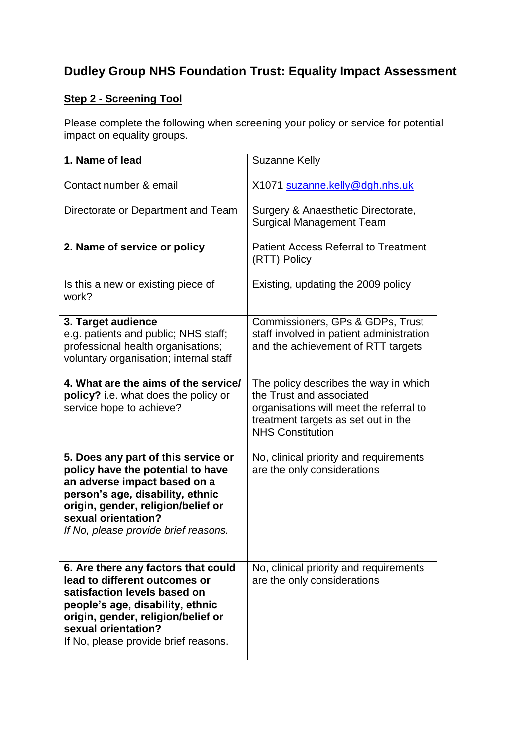# Dudley Group NHS Foundation Trust: Equality Impact Assessment

## Step 2 - Screening Tool

Please complete the following when screening your policy or service for potential impact on equality groups.

| **1. Name of lead** | Suzanne Kelly |
|---|---|
| Contact number & email | X1071 suzanne.kelly@dgh.nhs.uk |
| Directorate or Department and Team | Surgery & Anaesthetic Directorate, Surgical Management Team |
| **2. Name of service or policy** | Patient Access Referral to Treatment (RTT) Policy |
| Is this a new or existing piece of work? | Existing, updating the 2009 policy |
| **3. Target audience** e.g. patients and public; NHS staff; professional health organisations; voluntary organisation; internal staff | Commissioners, GPs & GDPs, Trust staff involved in patient administration and the achievement of RTT targets |
| **4. What are the aims of the service/ policy?** i.e. what does the policy or service hope to achieve? | The policy describes the way in which the Trust and associated organisations will meet the referral to treatment targets as set out in the NHS Constitution |
| **5. Does any part of this service or policy have the potential to have an adverse impact based on a person's age, disability, ethnic origin, gender, religion/belief or sexual orientation?** *If No, please provide brief reasons.* | No, clinical priority and requirements are the only considerations |
| **6. Are there any factors that could lead to different outcomes or satisfaction levels based on people's age, disability, ethnic origin, gender, religion/belief or sexual orientation?** If No, please provide brief reasons. | No, clinical priority and requirements are the only considerations |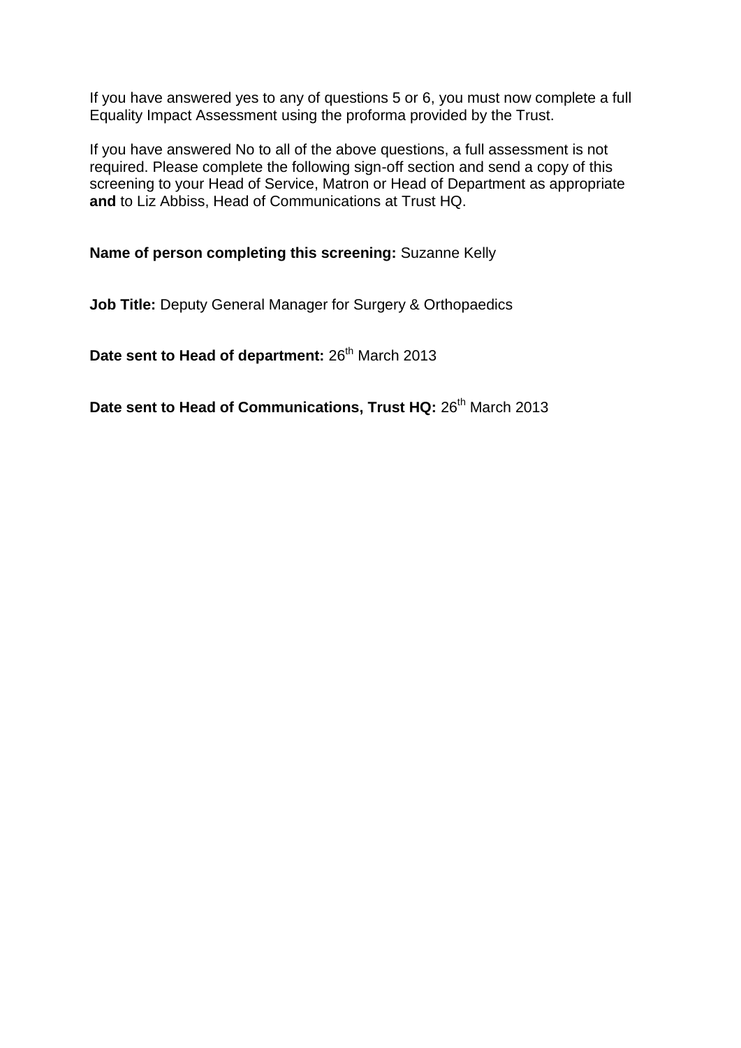If you have answered yes to any of questions 5 or 6, you must now complete a full Equality Impact Assessment using the proforma provided by the Trust.

If you have answered No to all of the above questions, a full assessment is not required. Please complete the following sign-off section and send a copy of this screening to your Head of Service, Matron or Head of Department as appropriate **and** to Liz Abbiss, Head of Communications at Trust HQ.

**Name of person completing this screening:** Suzanne Kelly

**Job Title:** Deputy General Manager for Surgery & Orthopaedics

**Date sent to Head of department:** 26th March 2013

**Date sent to Head of Communications, Trust HQ:** 26th March 2013